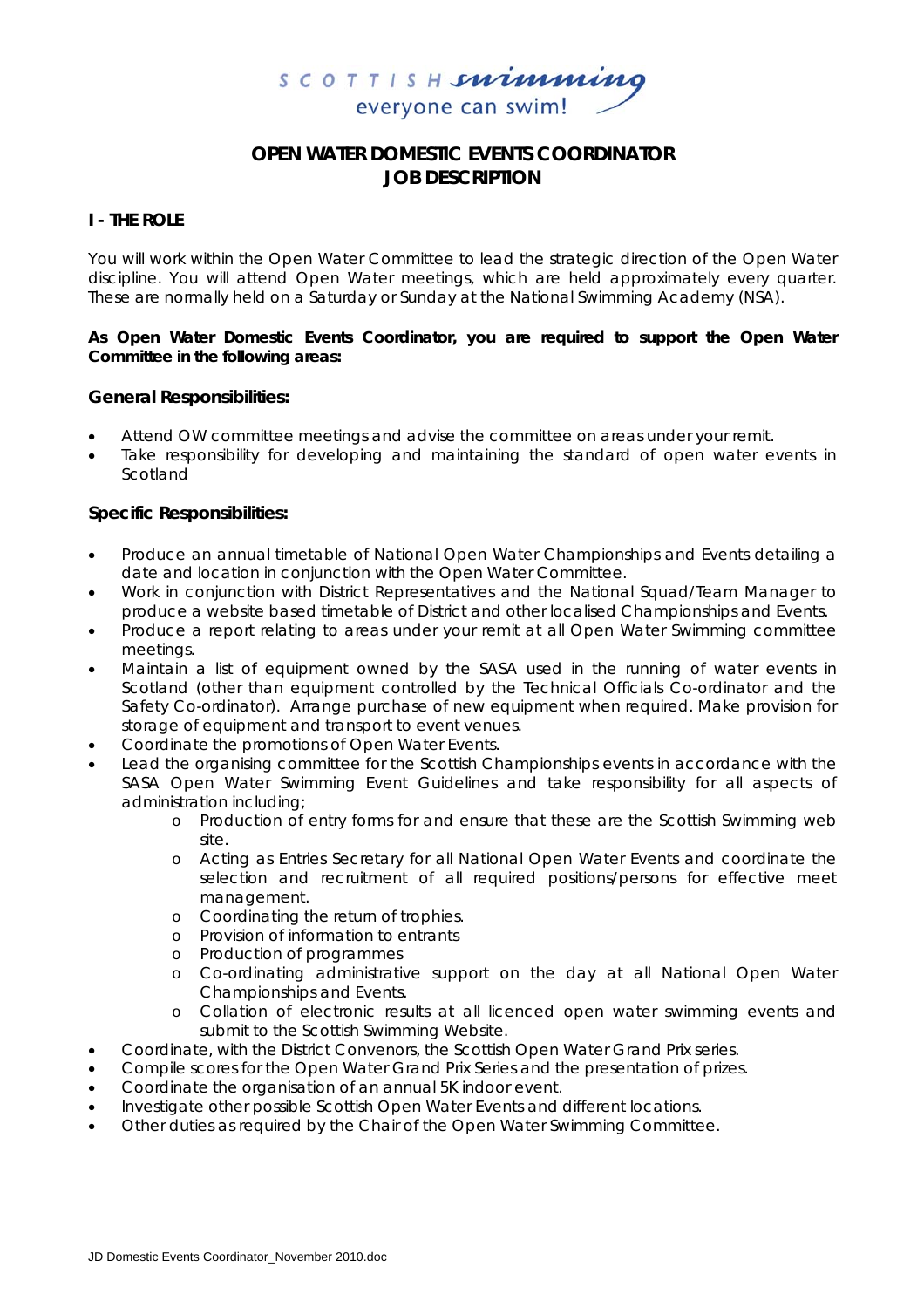SCOTTISH swimming
everyone can swim!

# OPEN WATER DOMESTIC EVENTS COORDINATOR
# JOB DESCRIPTION

## I - THE ROLE

You will work within the Open Water Committee to lead the strategic direction of the Open Water discipline. You will attend Open Water meetings, which are held approximately every quarter. These are normally held on a Saturday or Sunday at the National Swimming Academy (NSA).

**As Open Water Domestic Events Coordinator, you are required to support the Open Water Committee in the following areas:**

### General Responsibilities:

- Attend OW committee meetings and advise the committee on areas under your remit.
- Take responsibility for developing and maintaining the standard of open water events in Scotland

### Specific Responsibilities:

- Produce an annual timetable of National Open Water Championships and Events detailing a date and location in conjunction with the Open Water Committee.
- Work in conjunction with District Representatives and the National Squad/Team Manager to produce a website based timetable of District and other localised Championships and Events.
- Produce a report relating to areas under your remit at all Open Water Swimming committee meetings.
- Maintain a list of equipment owned by the SASA used in the running of water events in Scotland (other than equipment controlled by the Technical Officials Co-ordinator and the Safety Co-ordinator). Arrange purchase of new equipment when required. Make provision for storage of equipment and transport to event venues.
- Coordinate the promotions of Open Water Events.
- Lead the organising committee for the Scottish Championships events in accordance with the SASA Open Water Swimming Event Guidelines and take responsibility for all aspects of administration including;
    - Production of entry forms for and ensure that these are the Scottish Swimming web site.
    - Acting as Entries Secretary for all National Open Water Events and coordinate the selection and recruitment of all required positions/persons for effective meet management.
    - Coordinating the return of trophies.
    - Provision of information to entrants
    - Production of programmes
    - Co-ordinating administrative support on the day at all National Open Water Championships and Events.
    - Collation of electronic results at all licenced open water swimming events and submit to the Scottish Swimming Website.
- Coordinate, with the District Convenors, the Scottish Open Water Grand Prix series.
- Compile scores for the Open Water Grand Prix Series and the presentation of prizes.
- Coordinate the organisation of an annual 5K indoor event.
- Investigate other possible Scottish Open Water Events and different locations.
- Other duties as required by the Chair of the Open Water Swimming Committee.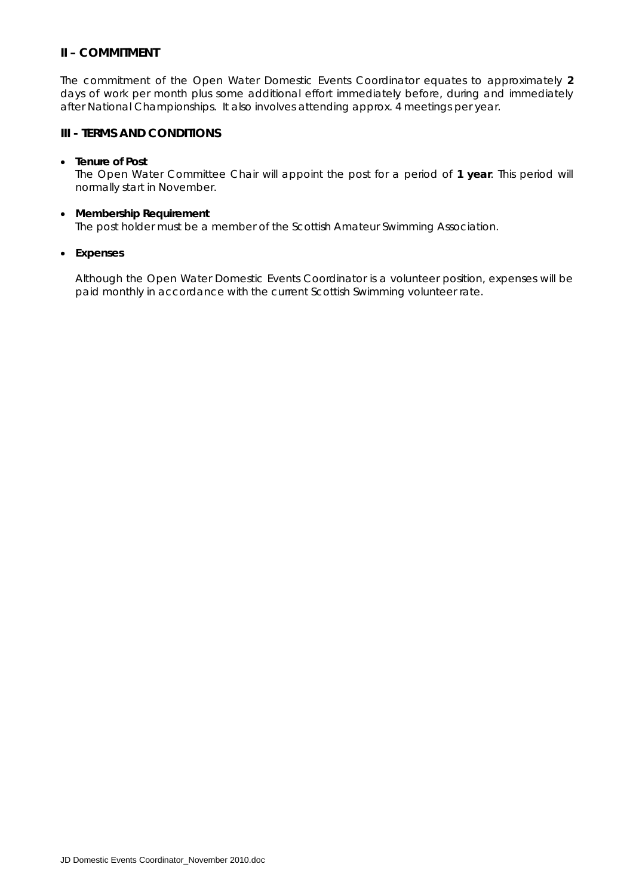## II – COMMITMENT

The commitment of the Open Water Domestic Events Coordinator equates to approximately **2** days of work per month plus some additional effort immediately before, during and immediately after National Championships. It also involves attending approx. 4 meetings per year.

## III - TERMS AND CONDITIONS

- **Tenure of Post**
  The Open Water Committee Chair will appoint the post for a period of **1 year**. This period will normally start in November.

- **Membership Requirement**
  The post holder must be a member of the Scottish Amateur Swimming Association.

- **Expenses**

  Although the Open Water Domestic Events Coordinator is a volunteer position, expenses will be paid monthly in accordance with the current Scottish Swimming volunteer rate.